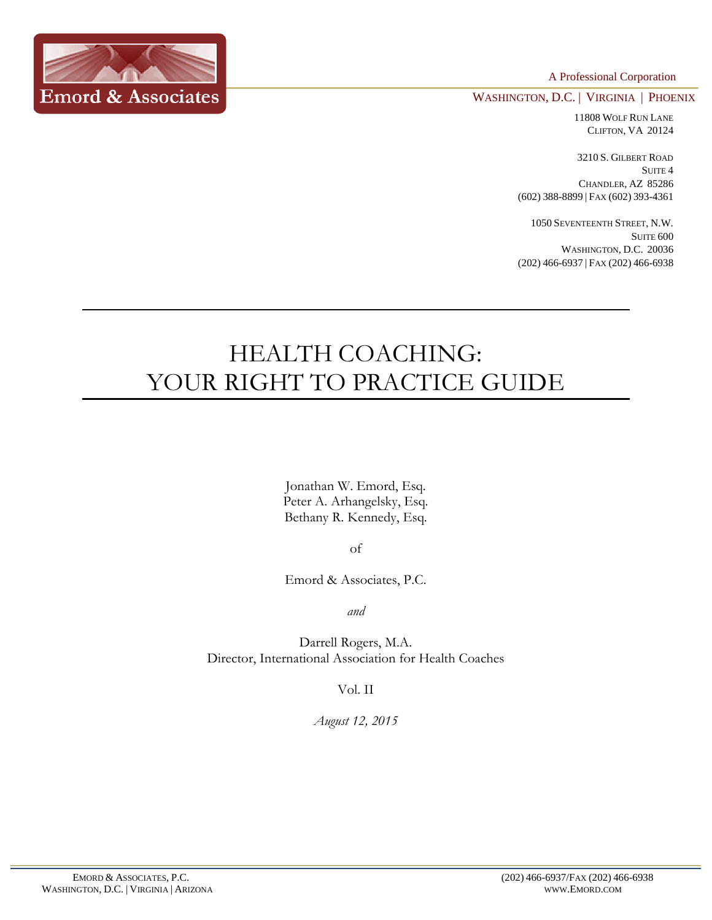Emord & Associates

A Professional Corporation

WASHINGTON, D.C. | VIRGINIA | PHOENIX

11808 WOLF RUN LANE
CLIFTON, VA 20124

3210 S. GILBERT ROAD
SUITE 4
CHANDLER, AZ 85286
(602) 388-8899 | FAX (602) 393-4361

1050 SEVENTEENTH STREET, N.W.
SUITE 600
WASHINGTON, D.C. 20036
(202) 466-6937 | FAX (202) 466-6938

# HEALTH COACHING: YOUR RIGHT TO PRACTICE GUIDE

Jonathan W. Emord, Esq.
Peter A. Arhangelsky, Esq.
Bethany R. Kennedy, Esq.

of

Emord & Associates, P.C.

*and*

Darrell Rogers, M.A.
Director, International Association for Health Coaches

Vol. II

*August 12, 2015*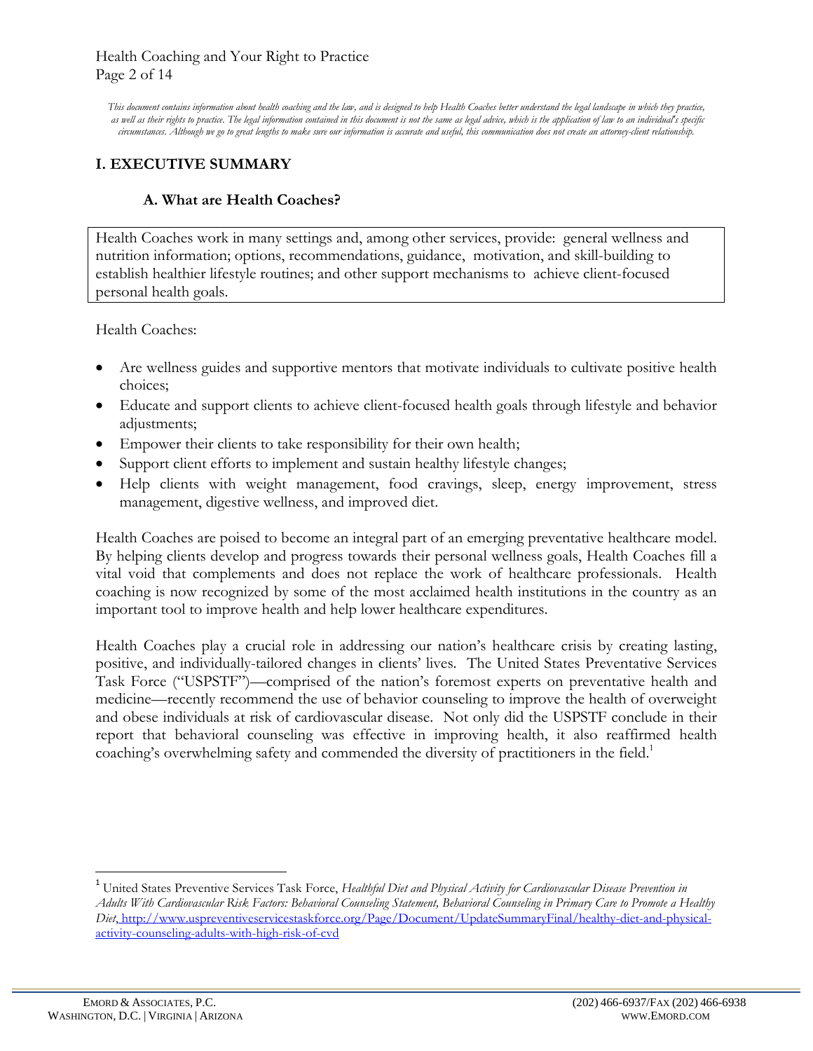*This document contains information about health coaching and the law, and is designed to help Health Coaches better understand the legal landscape in which they practice, as well as their rights to practice. The legal information contained in this document is not the same as legal advice, which is the application of law to an individual's specific circumstances. Although we go to great lengths to make sure our information is accurate and useful, this communication does not create an attorney-client relationship.*

# I. EXECUTIVE SUMMARY

## A. What are Health Coaches?

Health Coaches work in many settings and, among other services, provide: general wellness and nutrition information; options, recommendations, guidance, motivation, and skill-building to establish healthier lifestyle routines; and other support mechanisms to achieve client-focused personal health goals.

Health Coaches:

- Are wellness guides and supportive mentors that motivate individuals to cultivate positive health choices;
- Educate and support clients to achieve client-focused health goals through lifestyle and behavior adjustments;
- Empower their clients to take responsibility for their own health;
- Support client efforts to implement and sustain healthy lifestyle changes;
- Help clients with weight management, food cravings, sleep, energy improvement, stress management, digestive wellness, and improved diet.

Health Coaches are poised to become an integral part of an emerging preventative healthcare model. By helping clients develop and progress towards their personal wellness goals, Health Coaches fill a vital void that complements and does not replace the work of healthcare professionals. Health coaching is now recognized by some of the most acclaimed health institutions in the country as an important tool to improve health and help lower healthcare expenditures.

Health Coaches play a crucial role in addressing our nation's healthcare crisis by creating lasting, positive, and individually-tailored changes in clients' lives. The United States Preventative Services Task Force ("USPSTF")—comprised of the nation's foremost experts on preventative health and medicine—recently recommend the use of behavior counseling to improve the health of overweight and obese individuals at risk of cardiovascular disease. Not only did the USPSTF conclude in their report that behavioral counseling was effective in improving health, it also reaffirmed health coaching's overwhelming safety and commended the diversity of practitioners in the field.[1]

---

[1] United States Preventive Services Task Force, *Healthful Diet and Physical Activity for Cardiovascular Disease Prevention in Adults With Cardiovascular Risk Factors: Behavioral Counseling Statement, Behavioral Counseling in Primary Care to Promote a Healthy Diet*, http://www.uspreventiveservicestaskforce.org/Page/Document/UpdateSummaryFinal/healthy-diet-and-physical-activity-counseling-adults-with-high-risk-of-cvd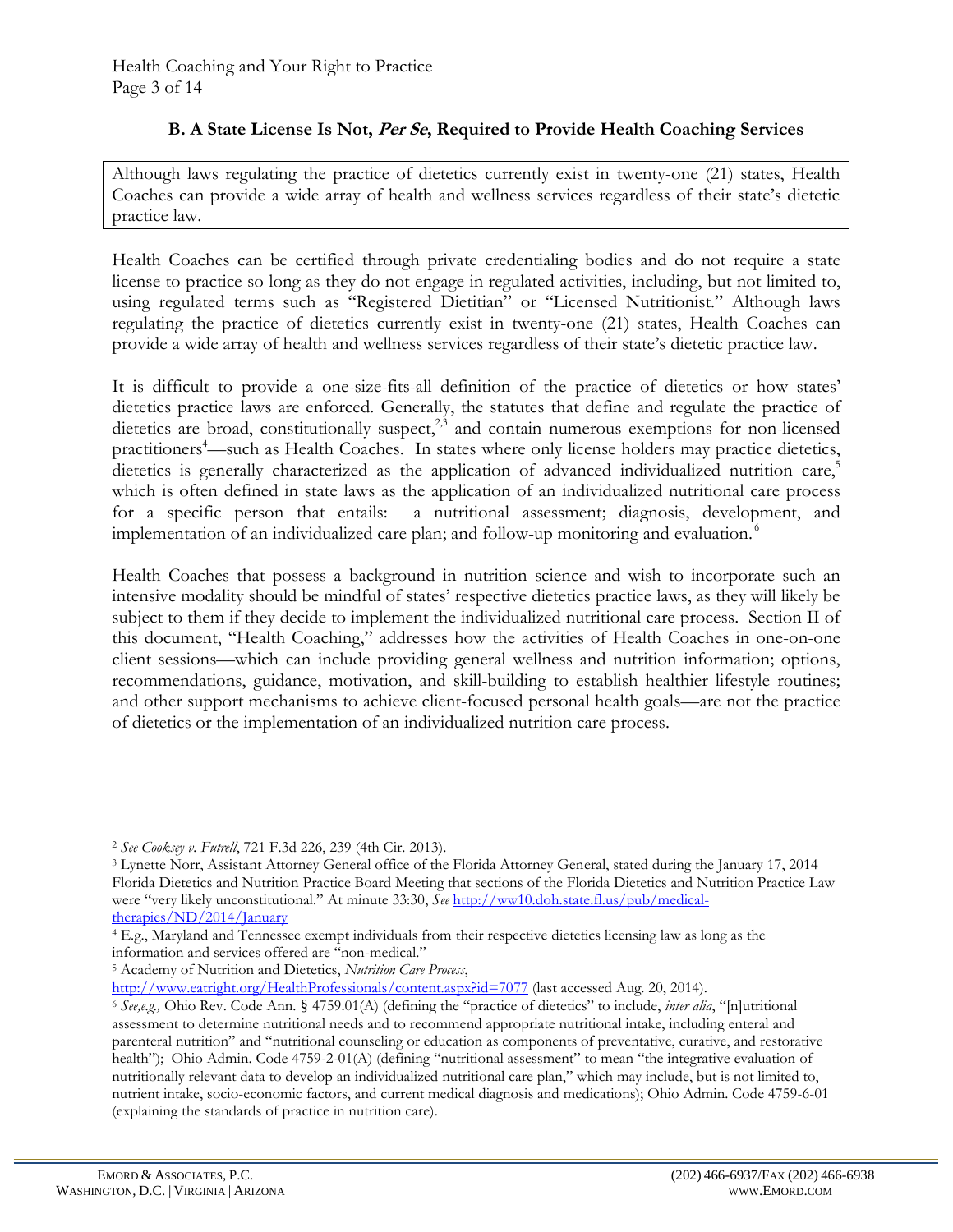### B. A State License Is Not, *Per Se*, Required to Provide Health Coaching Services

Although laws regulating the practice of dietetics currently exist in twenty-one (21) states, Health Coaches can provide a wide array of health and wellness services regardless of their state's dietetic practice law.

Health Coaches can be certified through private credentialing bodies and do not require a state license to practice so long as they do not engage in regulated activities, including, but not limited to, using regulated terms such as "Registered Dietitian" or "Licensed Nutritionist." Although laws regulating the practice of dietetics currently exist in twenty-one (21) states, Health Coaches can provide a wide array of health and wellness services regardless of their state's dietetic practice law.

It is difficult to provide a one-size-fits-all definition of the practice of dietetics or how states' dietetics practice laws are enforced. Generally, the statutes that define and regulate the practice of dietetics are broad, constitutionally suspect,[2,3] and contain numerous exemptions for non-licensed practitioners[4]—such as Health Coaches. In states where only license holders may practice dietetics, dietetics is generally characterized as the application of advanced individualized nutrition care,[5] which is often defined in state laws as the application of an individualized nutritional care process for a specific person that entails: a nutritional assessment; diagnosis, development, and implementation of an individualized care plan; and follow-up monitoring and evaluation.[6]

Health Coaches that possess a background in nutrition science and wish to incorporate such an intensive modality should be mindful of states' respective dietetics practice laws, as they will likely be subject to them if they decide to implement the individualized nutritional care process. Section II of this document, "Health Coaching," addresses how the activities of Health Coaches in one-on-one client sessions—which can include providing general wellness and nutrition information; options, recommendations, guidance, motivation, and skill-building to establish healthier lifestyle routines; and other support mechanisms to achieve client-focused personal health goals—are not the practice of dietetics or the implementation of an individualized nutrition care process.

---

[2] *See Cooksey v. Futrell*, 721 F.3d 226, 239 (4th Cir. 2013).

[3] Lynette Norr, Assistant Attorney General office of the Florida Attorney General, stated during the January 17, 2014 Florida Dietetics and Nutrition Practice Board Meeting that sections of the Florida Dietetics and Nutrition Practice Law were "very likely unconstitutional." At minute 33:30, *See* http://ww10.doh.state.fl.us/pub/medical-therapies/ND/2014/January

[4] E.g., Maryland and Tennessee exempt individuals from their respective dietetics licensing law as long as the information and services offered are "non-medical."

[5] Academy of Nutrition and Dietetics, *Nutrition Care Process*, http://www.eatright.org/HealthProfessionals/content.aspx?id=7077 (last accessed Aug. 20, 2014).

[6] *See,e.g.,* Ohio Rev. Code Ann. § 4759.01(A) (defining the "practice of dietetics" to include, *inter alia*, "[n]utritional assessment to determine nutritional needs and to recommend appropriate nutritional intake, including enteral and parenteral nutrition" and "nutritional counseling or education as components of preventative, curative, and restorative health"); Ohio Admin. Code 4759-2-01(A) (defining "nutritional assessment" to mean "the integrative evaluation of nutritionally relevant data to develop an individualized nutritional care plan," which may include, but is not limited to, nutrient intake, socio-economic factors, and current medical diagnosis and medications); Ohio Admin. Code 4759-6-01 (explaining the standards of practice in nutrition care).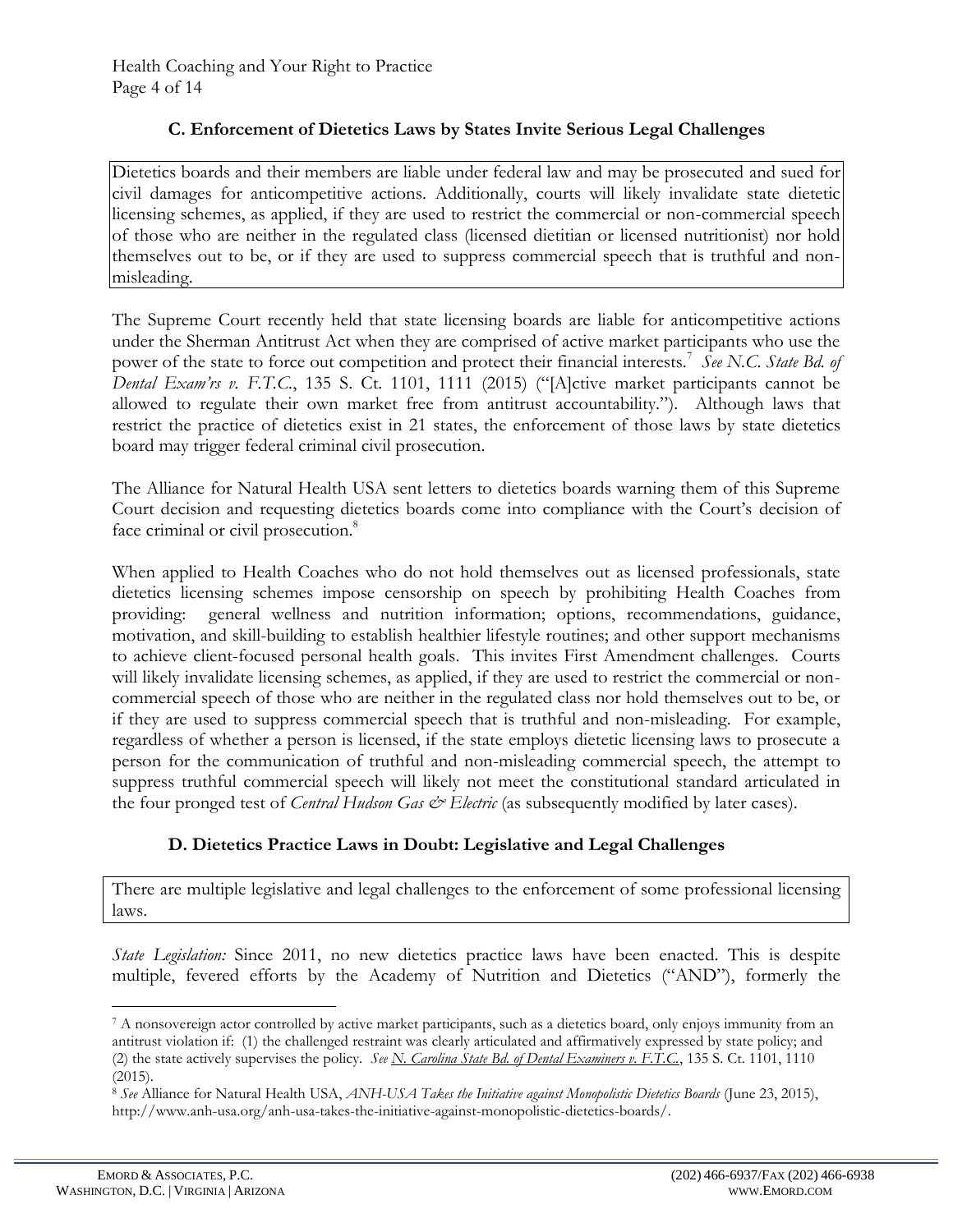### C. Enforcement of Dietetics Laws by States Invite Serious Legal Challenges

Dietetics boards and their members are liable under federal law and may be prosecuted and sued for civil damages for anticompetitive actions. Additionally, courts will likely invalidate state dietetic licensing schemes, as applied, if they are used to restrict the commercial or non-commercial speech of those who are neither in the regulated class (licensed dietitian or licensed nutritionist) nor hold themselves out to be, or if they are used to suppress commercial speech that is truthful and non-misleading.

The Supreme Court recently held that state licensing boards are liable for anticompetitive actions under the Sherman Antitrust Act when they are comprised of active market participants who use the power of the state to force out competition and protect their financial interests.[7] *See N.C. State Bd. of Dental Exam'rs v. F.T.C.*, 135 S. Ct. 1101, 1111 (2015) ("[A]ctive market participants cannot be allowed to regulate their own market free from antitrust accountability."). Although laws that restrict the practice of dietetics exist in 21 states, the enforcement of those laws by state dietetics board may trigger federal criminal civil prosecution.

The Alliance for Natural Health USA sent letters to dietetics boards warning them of this Supreme Court decision and requesting dietetics boards come into compliance with the Court's decision of face criminal or civil prosecution.[8]

When applied to Health Coaches who do not hold themselves out as licensed professionals, state dietetics licensing schemes impose censorship on speech by prohibiting Health Coaches from providing: general wellness and nutrition information; options, recommendations, guidance, motivation, and skill-building to establish healthier lifestyle routines; and other support mechanisms to achieve client-focused personal health goals. This invites First Amendment challenges. Courts will likely invalidate licensing schemes, as applied, if they are used to restrict the commercial or non-commercial speech of those who are neither in the regulated class nor hold themselves out to be, or if they are used to suppress commercial speech that is truthful and non-misleading. For example, regardless of whether a person is licensed, if the state employs dietetic licensing laws to prosecute a person for the communication of truthful and non-misleading commercial speech, the attempt to suppress truthful commercial speech will likely not meet the constitutional standard articulated in the four pronged test of *Central Hudson Gas & Electric* (as subsequently modified by later cases).

### D. Dietetics Practice Laws in Doubt: Legislative and Legal Challenges

There are multiple legislative and legal challenges to the enforcement of some professional licensing laws.

*State Legislation:* Since 2011, no new dietetics practice laws have been enacted. This is despite multiple, fevered efforts by the Academy of Nutrition and Dietetics ("AND"), formerly the

---

[7] A nonsovereign actor controlled by active market participants, such as a dietetics board, only enjoys immunity from an antitrust violation if: (1) the challenged restraint was clearly articulated and affirmatively expressed by state policy; and (2) the state actively supervises the policy. *See* N. Carolina State Bd. of Dental Examiners v. F.T.C., 135 S. Ct. 1101, 1110 (2015).

[8] *See* Alliance for Natural Health USA, *ANH-USA Takes the Initiative against Monopolistic Dietetics Boards* (June 23, 2015), http://www.anh-usa.org/anh-usa-takes-the-initiative-against-monopolistic-dietetics-boards/.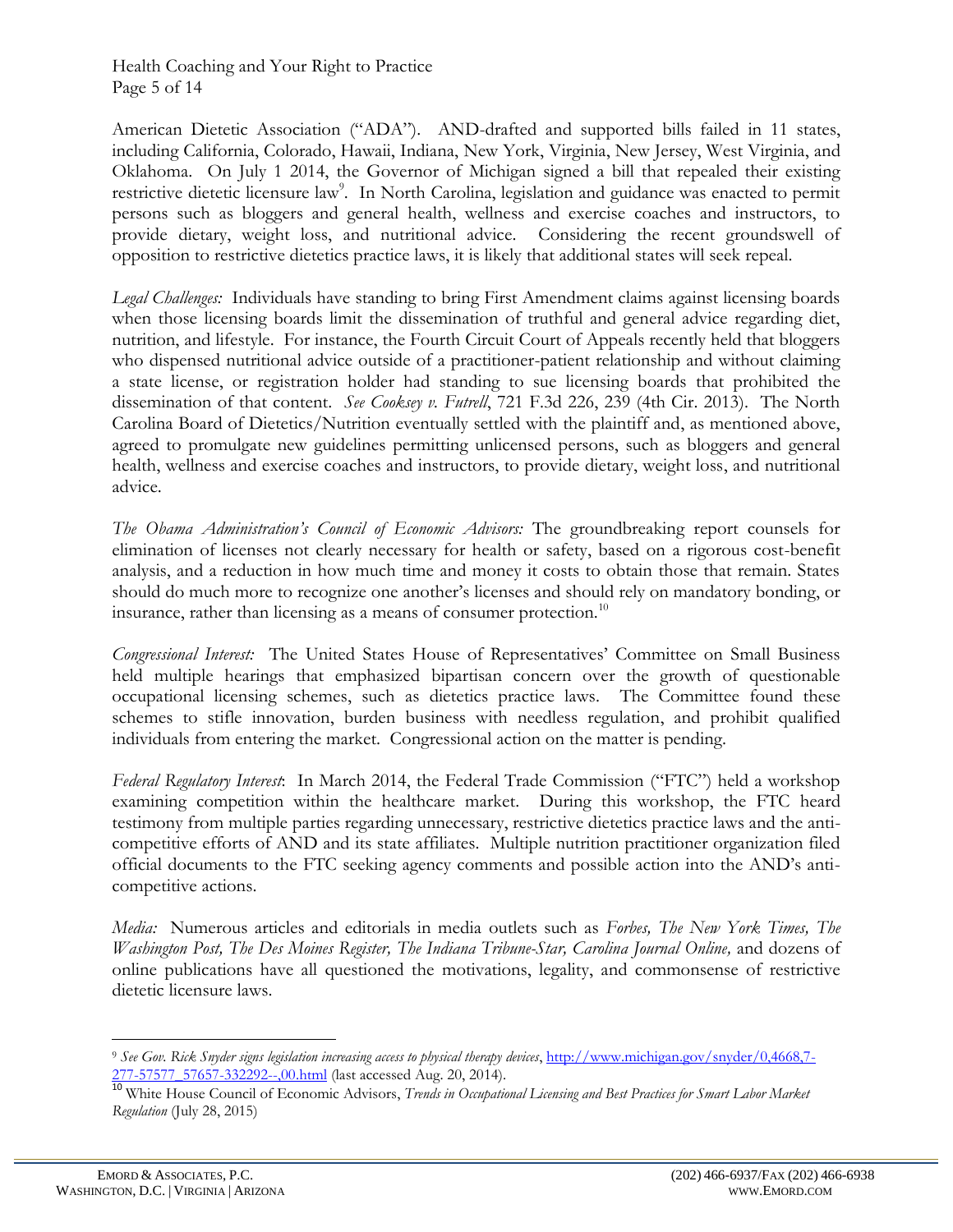American Dietetic Association ("ADA"). AND-drafted and supported bills failed in 11 states, including California, Colorado, Hawaii, Indiana, New York, Virginia, New Jersey, West Virginia, and Oklahoma. On July 1 2014, the Governor of Michigan signed a bill that repealed their existing restrictive dietetic licensure law[9]. In North Carolina, legislation and guidance was enacted to permit persons such as bloggers and general health, wellness and exercise coaches and instructors, to provide dietary, weight loss, and nutritional advice. Considering the recent groundswell of opposition to restrictive dietetics practice laws, it is likely that additional states will seek repeal.

*Legal Challenges:* Individuals have standing to bring First Amendment claims against licensing boards when those licensing boards limit the dissemination of truthful and general advice regarding diet, nutrition, and lifestyle. For instance, the Fourth Circuit Court of Appeals recently held that bloggers who dispensed nutritional advice outside of a practitioner-patient relationship and without claiming a state license, or registration holder had standing to sue licensing boards that prohibited the dissemination of that content. *See Cooksey v. Futrell*, 721 F.3d 226, 239 (4th Cir. 2013). The North Carolina Board of Dietetics/Nutrition eventually settled with the plaintiff and, as mentioned above, agreed to promulgate new guidelines permitting unlicensed persons, such as bloggers and general health, wellness and exercise coaches and instructors, to provide dietary, weight loss, and nutritional advice.

*The Obama Administration's Council of Economic Advisors:* The groundbreaking report counsels for elimination of licenses not clearly necessary for health or safety, based on a rigorous cost-benefit analysis, and a reduction in how much time and money it costs to obtain those that remain. States should do much more to recognize one another's licenses and should rely on mandatory bonding, or insurance, rather than licensing as a means of consumer protection.[10]

*Congressional Interest:* The United States House of Representatives' Committee on Small Business held multiple hearings that emphasized bipartisan concern over the growth of questionable occupational licensing schemes, such as dietetics practice laws. The Committee found these schemes to stifle innovation, burden business with needless regulation, and prohibit qualified individuals from entering the market. Congressional action on the matter is pending.

*Federal Regulatory Interest*: In March 2014, the Federal Trade Commission ("FTC") held a workshop examining competition within the healthcare market. During this workshop, the FTC heard testimony from multiple parties regarding unnecessary, restrictive dietetics practice laws and the anti-competitive efforts of AND and its state affiliates. Multiple nutrition practitioner organization filed official documents to the FTC seeking agency comments and possible action into the AND's anti-competitive actions.

*Media:* Numerous articles and editorials in media outlets such as *Forbes, The New York Times, The Washington Post, The Des Moines Register, The Indiana Tribune-Star, Carolina Journal Online,* and dozens of online publications have all questioned the motivations, legality, and commonsense of restrictive dietetic licensure laws.

---

[9] *See Gov. Rick Snyder signs legislation increasing access to physical therapy devices*, http://www.michigan.gov/snyder/0,4668,7-277-57577_57657-332292--,00.html (last accessed Aug. 20, 2014).

[10] White House Council of Economic Advisors, *Trends in Occupational Licensing and Best Practices for Smart Labor Market Regulation* (July 28, 2015)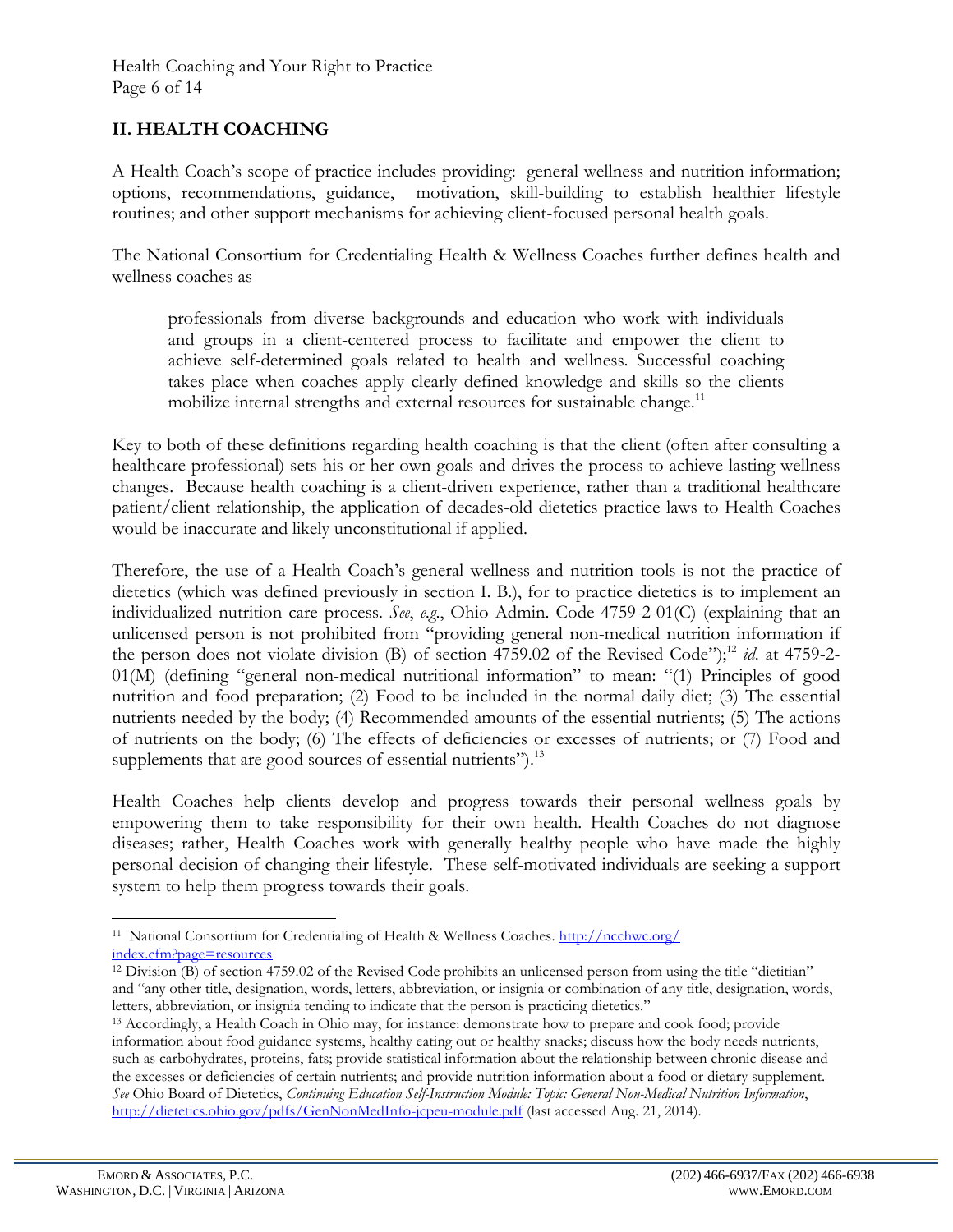## II. HEALTH COACHING

A Health Coach's scope of practice includes providing: general wellness and nutrition information; options, recommendations, guidance, motivation, skill-building to establish healthier lifestyle routines; and other support mechanisms for achieving client-focused personal health goals.

The National Consortium for Credentialing Health & Wellness Coaches further defines health and wellness coaches as

> professionals from diverse backgrounds and education who work with individuals and groups in a client-centered process to facilitate and empower the client to achieve self-determined goals related to health and wellness. Successful coaching takes place when coaches apply clearly defined knowledge and skills so the clients mobilize internal strengths and external resources for sustainable change.[11]

Key to both of these definitions regarding health coaching is that the client (often after consulting a healthcare professional) sets his or her own goals and drives the process to achieve lasting wellness changes. Because health coaching is a client-driven experience, rather than a traditional healthcare patient/client relationship, the application of decades-old dietetics practice laws to Health Coaches would be inaccurate and likely unconstitutional if applied.

Therefore, the use of a Health Coach's general wellness and nutrition tools is not the practice of dietetics (which was defined previously in section I. B.), for to practice dietetics is to implement an individualized nutrition care process. *See*, *e.g.*, Ohio Admin. Code 4759-2-01(C) (explaining that an unlicensed person is not prohibited from "providing general non-medical nutrition information if the person does not violate division (B) of section 4759.02 of the Revised Code");[12] *id.* at 4759-2-01(M) (defining "general non-medical nutritional information" to mean: "(1) Principles of good nutrition and food preparation; (2) Food to be included in the normal daily diet; (3) The essential nutrients needed by the body; (4) Recommended amounts of the essential nutrients; (5) The actions of nutrients on the body; (6) The effects of deficiencies or excesses of nutrients; or (7) Food and supplements that are good sources of essential nutrients").[13]

Health Coaches help clients develop and progress towards their personal wellness goals by empowering them to take responsibility for their own health. Health Coaches do not diagnose diseases; rather, Health Coaches work with generally healthy people who have made the highly personal decision of changing their lifestyle. These self-motivated individuals are seeking a support system to help them progress towards their goals.

---

[11] National Consortium for Credentialing of Health & Wellness Coaches. http://ncchwc.org/index.cfm?page=resources

[12] Division (B) of section 4759.02 of the Revised Code prohibits an unlicensed person from using the title "dietitian" and "any other title, designation, words, letters, abbreviation, or insignia or combination of any title, designation, words, letters, abbreviation, or insignia tending to indicate that the person is practicing dietetics."

[13] Accordingly, a Health Coach in Ohio may, for instance: demonstrate how to prepare and cook food; provide information about food guidance systems, healthy eating out or healthy snacks; discuss how the body needs nutrients, such as carbohydrates, proteins, fats; provide statistical information about the relationship between chronic disease and the excesses or deficiencies of certain nutrients; and provide nutrition information about a food or dietary supplement. *See* Ohio Board of Dietetics, *Continuing Education Self-Instruction Module: Topic: General Non-Medical Nutrition Information*, http://dietetics.ohio.gov/pdfs/GenNonMedInfo-jcpeu-module.pdf (last accessed Aug. 21, 2014).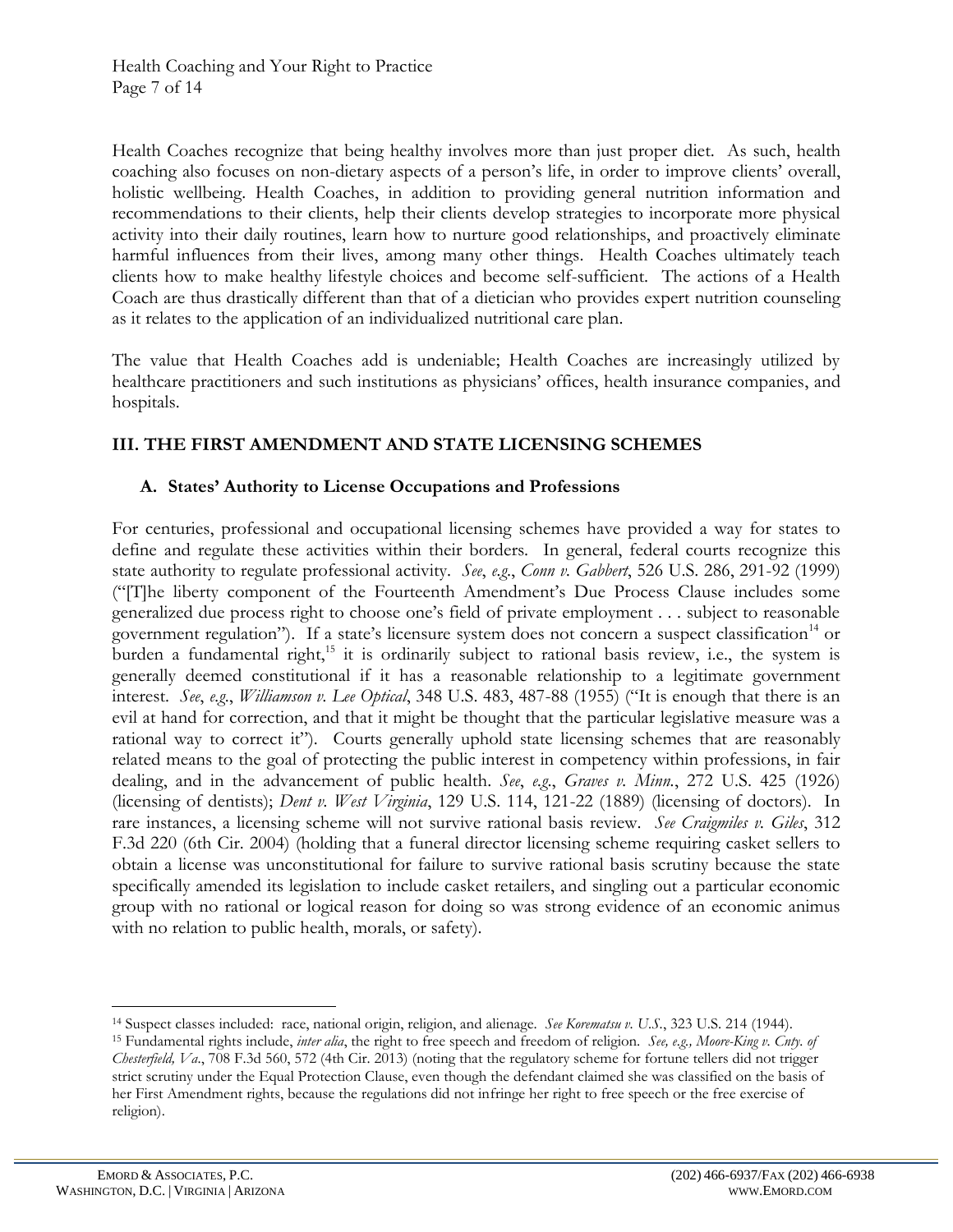Health Coaches recognize that being healthy involves more than just proper diet. As such, health coaching also focuses on non-dietary aspects of a person's life, in order to improve clients' overall, holistic wellbeing. Health Coaches, in addition to providing general nutrition information and recommendations to their clients, help their clients develop strategies to incorporate more physical activity into their daily routines, learn how to nurture good relationships, and proactively eliminate harmful influences from their lives, among many other things. Health Coaches ultimately teach clients how to make healthy lifestyle choices and become self-sufficient. The actions of a Health Coach are thus drastically different than that of a dietician who provides expert nutrition counseling as it relates to the application of an individualized nutritional care plan.

The value that Health Coaches add is undeniable; Health Coaches are increasingly utilized by healthcare practitioners and such institutions as physicians' offices, health insurance companies, and hospitals.

## III. THE FIRST AMENDMENT AND STATE LICENSING SCHEMES

### A. States' Authority to License Occupations and Professions

For centuries, professional and occupational licensing schemes have provided a way for states to define and regulate these activities within their borders. In general, federal courts recognize this state authority to regulate professional activity. *See*, *e.g.*, *Conn v. Gabbert*, 526 U.S. 286, 291-92 (1999) ("[T]he liberty component of the Fourteenth Amendment's Due Process Clause includes some generalized due process right to choose one's field of private employment . . . subject to reasonable government regulation"). If a state's licensure system does not concern a suspect classification[14] or burden a fundamental right,[15] it is ordinarily subject to rational basis review, i.e., the system is generally deemed constitutional if it has a reasonable relationship to a legitimate government interest. *See*, *e.g.*, *Williamson v. Lee Optical*, 348 U.S. 483, 487-88 (1955) ("It is enough that there is an evil at hand for correction, and that it might be thought that the particular legislative measure was a rational way to correct it"). Courts generally uphold state licensing schemes that are reasonably related means to the goal of protecting the public interest in competency within professions, in fair dealing, and in the advancement of public health. *See*, *e.g.*, *Graves v. Minn.*, 272 U.S. 425 (1926) (licensing of dentists); *Dent v. West Virginia*, 129 U.S. 114, 121-22 (1889) (licensing of doctors). In rare instances, a licensing scheme will not survive rational basis review. *See Craigmiles v. Giles*, 312 F.3d 220 (6th Cir. 2004) (holding that a funeral director licensing scheme requiring casket sellers to obtain a license was unconstitutional for failure to survive rational basis scrutiny because the state specifically amended its legislation to include casket retailers, and singling out a particular economic group with no rational or logical reason for doing so was strong evidence of an economic animus with no relation to public health, morals, or safety).

---

[14] Suspect classes included: race, national origin, religion, and alienage. *See Korematsu v. U.S.*, 323 U.S. 214 (1944).

[15] Fundamental rights include, *inter alia*, the right to free speech and freedom of religion. *See, e.g., Moore-King v. Cnty. of Chesterfield, Va*., 708 F.3d 560, 572 (4th Cir. 2013) (noting that the regulatory scheme for fortune tellers did not trigger strict scrutiny under the Equal Protection Clause, even though the defendant claimed she was classified on the basis of her First Amendment rights, because the regulations did not infringe her right to free speech or the free exercise of religion).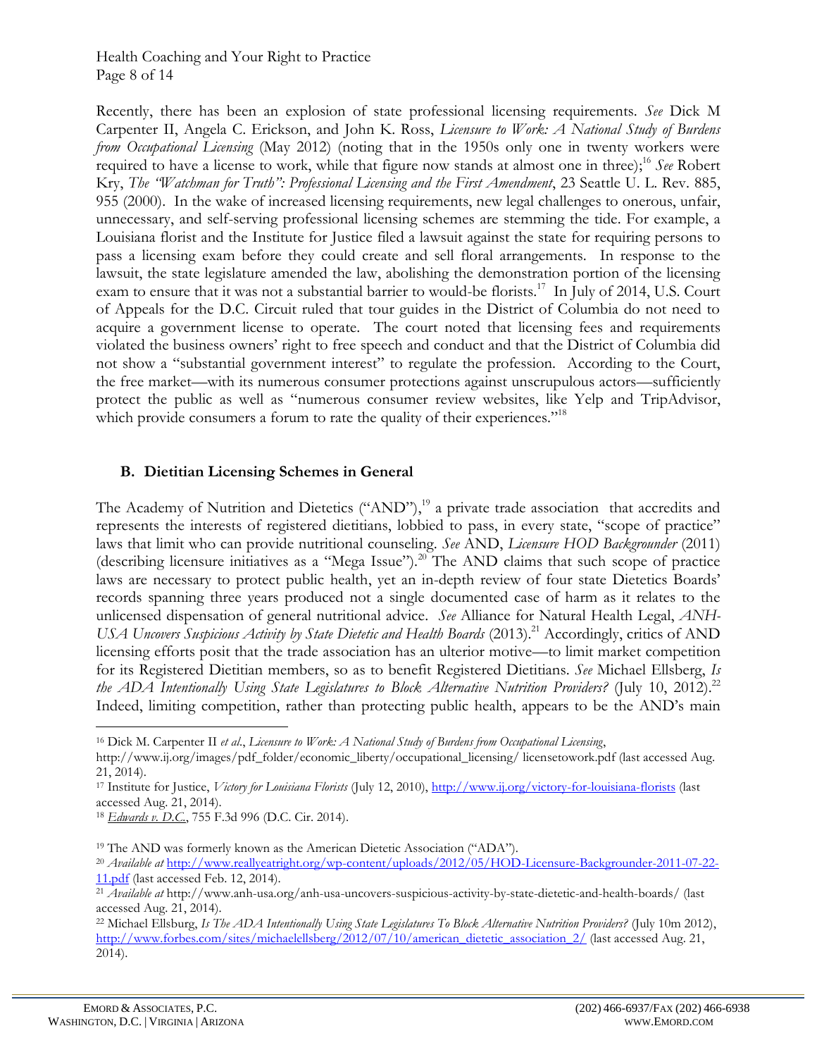Recently, there has been an explosion of state professional licensing requirements. *See* Dick M Carpenter II, Angela C. Erickson, and John K. Ross, *Licensure to Work: A National Study of Burdens from Occupational Licensing* (May 2012) (noting that in the 1950s only one in twenty workers were required to have a license to work, while that figure now stands at almost one in three);[16] *See* Robert Kry, *The "Watchman for Truth": Professional Licensing and the First Amendment*, 23 Seattle U. L. Rev. 885, 955 (2000). In the wake of increased licensing requirements, new legal challenges to onerous, unfair, unnecessary, and self-serving professional licensing schemes are stemming the tide. For example, a Louisiana florist and the Institute for Justice filed a lawsuit against the state for requiring persons to pass a licensing exam before they could create and sell floral arrangements. In response to the lawsuit, the state legislature amended the law, abolishing the demonstration portion of the licensing exam to ensure that it was not a substantial barrier to would-be florists.[17] In July of 2014, U.S. Court of Appeals for the D.C. Circuit ruled that tour guides in the District of Columbia do not need to acquire a government license to operate. The court noted that licensing fees and requirements violated the business owners' right to free speech and conduct and that the District of Columbia did not show a "substantial government interest" to regulate the profession. According to the Court, the free market—with its numerous consumer protections against unscrupulous actors—sufficiently protect the public as well as "numerous consumer review websites, like Yelp and TripAdvisor, which provide consumers a forum to rate the quality of their experiences."[18]

## B. Dietitian Licensing Schemes in General

The Academy of Nutrition and Dietetics ("AND"),[19] a private trade association that accredits and represents the interests of registered dietitians, lobbied to pass, in every state, "scope of practice" laws that limit who can provide nutritional counseling. *See* AND, *Licensure HOD Backgrounder* (2011) (describing licensure initiatives as a "Mega Issue").[20] The AND claims that such scope of practice laws are necessary to protect public health, yet an in-depth review of four state Dietetics Boards' records spanning three years produced not a single documented case of harm as it relates to the unlicensed dispensation of general nutritional advice. *See* Alliance for Natural Health Legal, *ANH-USA Uncovers Suspicious Activity by State Dietetic and Health Boards* (2013).[21] Accordingly, critics of AND licensing efforts posit that the trade association has an ulterior motive—to limit market competition for its Registered Dietitian members, so as to benefit Registered Dietitians. *See* Michael Ellsberg, *Is the ADA Intentionally Using State Legislatures to Block Alternative Nutrition Providers?* (July 10, 2012).[22] Indeed, limiting competition, rather than protecting public health, appears to be the AND's main

---

[16] Dick M. Carpenter II *et al*., *Licensure to Work: A National Study of Burdens from Occupational Licensing*, http://www.ij.org/images/pdf_folder/economic_liberty/occupational_licensing/ licensetowork.pdf (last accessed Aug. 21, 2014).

[17] Institute for Justice, *Victory for Louisiana Florists* (July 12, 2010), http://www.ij.org/victory-for-louisiana-florists (last accessed Aug. 21, 2014).

[18] *Edwards v. D.C.*, 755 F.3d 996 (D.C. Cir. 2014).

[19] The AND was formerly known as the American Dietetic Association ("ADA").

[20] *Available at* http://www.reallyeatright.org/wp-content/uploads/2012/05/HOD-Licensure-Backgrounder-2011-07-22-11.pdf (last accessed Feb. 12, 2014).

[21] *Available at* http://www.anh-usa.org/anh-usa-uncovers-suspicious-activity-by-state-dietetic-and-health-boards/ (last accessed Aug. 21, 2014).

[22] Michael Ellsburg, *Is The ADA Intentionally Using State Legislatures To Block Alternative Nutrition Providers?* (July 10m 2012), http://www.forbes.com/sites/michaelellsberg/2012/07/10/american_dietetic_association_2/ (last accessed Aug. 21, 2014).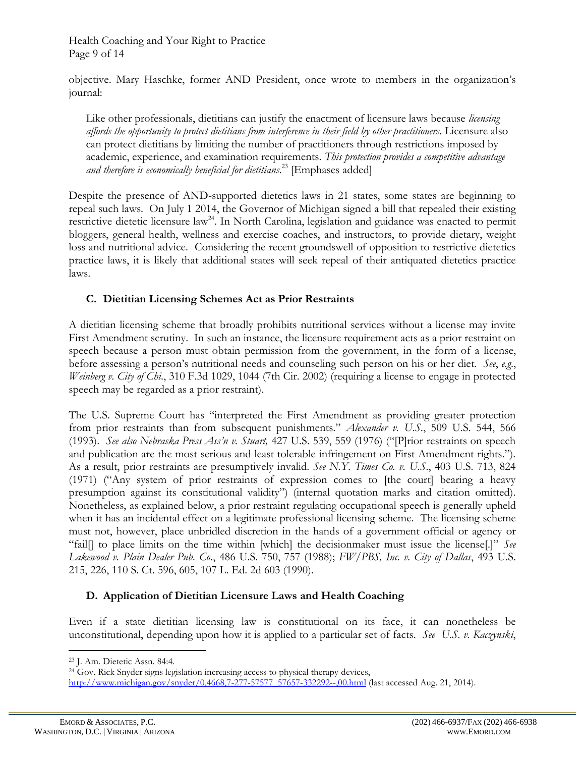objective. Mary Haschke, former AND President, once wrote to members in the organization's journal:

> Like other professionals, dietitians can justify the enactment of licensure laws because *licensing affords the opportunity to protect dietitians from interference in their field by other practitioners*. Licensure also can protect dietitians by limiting the number of practitioners through restrictions imposed by academic, experience, and examination requirements. *This protection provides a competitive advantage and therefore is economically beneficial for dietitians*.[23] [Emphases added]

Despite the presence of AND-supported dietetics laws in 21 states, some states are beginning to repeal such laws. On July 1 2014, the Governor of Michigan signed a bill that repealed their existing restrictive dietetic licensure law[24]. In North Carolina, legislation and guidance was enacted to permit bloggers, general health, wellness and exercise coaches, and instructors, to provide dietary, weight loss and nutritional advice. Considering the recent groundswell of opposition to restrictive dietetics practice laws, it is likely that additional states will seek repeal of their antiquated dietetics practice laws.

### C. Dietitian Licensing Schemes Act as Prior Restraints

A dietitian licensing scheme that broadly prohibits nutritional services without a license may invite First Amendment scrutiny. In such an instance, the licensure requirement acts as a prior restraint on speech because a person must obtain permission from the government, in the form of a license, before assessing a person's nutritional needs and counseling such person on his or her diet. *See*, *e.g.*, *Weinberg v. City of Chi*., 310 F.3d 1029, 1044 (7th Cir. 2002) (requiring a license to engage in protected speech may be regarded as a prior restraint).

The U.S. Supreme Court has "interpreted the First Amendment as providing greater protection from prior restraints than from subsequent punishments." *Alexander v. U.S*., 509 U.S. 544, 566 (1993). *See also Nebraska Press Ass'n v. Stuart,* 427 U.S. 539, 559 (1976) ("[P]rior restraints on speech and publication are the most serious and least tolerable infringement on First Amendment rights."). As a result, prior restraints are presumptively invalid. *See N.Y. Times Co. v. U.S*., 403 U.S. 713, 824 (1971) ("Any system of prior restraints of expression comes to [the court] bearing a heavy presumption against its constitutional validity") (internal quotation marks and citation omitted). Nonetheless, as explained below, a prior restraint regulating occupational speech is generally upheld when it has an incidental effect on a legitimate professional licensing scheme. The licensing scheme must not, however, place unbridled discretion in the hands of a government official or agency or "fail[] to place limits on the time within [which] the decisionmaker must issue the license[.]" *See Lakewood v. Plain Dealer Pub. Co*., 486 U.S. 750, 757 (1988); *FW/PBS, Inc. v. City of Dallas*, 493 U.S. 215, 226, 110 S. Ct. 596, 605, 107 L. Ed. 2d 603 (1990).

### D. Application of Dietitian Licensure Laws and Health Coaching

Even if a state dietitian licensing law is constitutional on its face, it can nonetheless be unconstitutional, depending upon how it is applied to a particular set of facts. *See U.S. v. Kaczynski*,

---

[23] J. Am. Dietetic Assn. 84:4.

[24] Gov. Rick Snyder signs legislation increasing access to physical therapy devices, http://www.michigan.gov/snyder/0,4668,7-277-57577_57657-332292--,00.html (last accessed Aug. 21, 2014).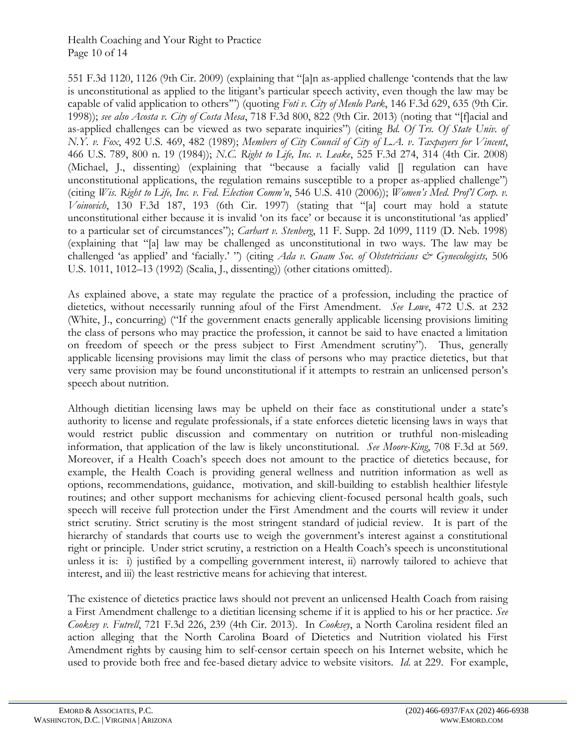551 F.3d 1120, 1126 (9th Cir. 2009) (explaining that "[a]n as-applied challenge 'contends that the law is unconstitutional as applied to the litigant's particular speech activity, even though the law may be capable of valid application to others'") (quoting *Foti v. City of Menlo Park*, 146 F.3d 629, 635 (9th Cir. 1998)); *see also Acosta v. City of Costa Mesa*, 718 F.3d 800, 822 (9th Cir. 2013) (noting that "[f]acial and as-applied challenges can be viewed as two separate inquiries") (citing *Bd. Of Trs. Of State Univ. of N.Y. v. Fox*, 492 U.S. 469, 482 (1989); *Members of City Council of City of L.A. v. Taxpayers for Vincent*, 466 U.S. 789, 800 n. 19 (1984)); *N.C. Right to Life, Inc. v. Leake*, 525 F.3d 274, 314 (4th Cir. 2008) (Michael, J., dissenting) (explaining that "because a facially valid [] regulation can have unconstitutional applications, the regulation remains susceptible to a proper as-applied challenge") (citing *Wis. Right to Life, Inc. v. Fed. Election Comm'n*, 546 U.S. 410 (2006)); *Women's Med. Prof'l Corp. v. Voinovich*, 130 F.3d 187, 193 (6th Cir. 1997) (stating that "[a] court may hold a statute unconstitutional either because it is invalid 'on its face' or because it is unconstitutional 'as applied' to a particular set of circumstances"); *Carhart v. Stenberg*, 11 F. Supp. 2d 1099, 1119 (D. Neb. 1998) (explaining that "[a] law may be challenged as unconstitutional in two ways. The law may be challenged 'as applied' and 'facially.' ") (citing *Ada v. Guam Soc. of Obstetricians & Gynecologists,* 506 U.S. 1011, 1012–13 (1992) (Scalia, J., dissenting)) (other citations omitted).

As explained above, a state may regulate the practice of a profession, including the practice of dietetics, without necessarily running afoul of the First Amendment. *See Lowe*, 472 U.S. at 232 (White, J., concurring) ("If the government enacts generally applicable licensing provisions limiting the class of persons who may practice the profession, it cannot be said to have enacted a limitation on freedom of speech or the press subject to First Amendment scrutiny"). Thus, generally applicable licensing provisions may limit the class of persons who may practice dietetics, but that very same provision may be found unconstitutional if it attempts to restrain an unlicensed person's speech about nutrition.

Although dietitian licensing laws may be upheld on their face as constitutional under a state's authority to license and regulate professionals, if a state enforces dietetic licensing laws in ways that would restrict public discussion and commentary on nutrition or truthful non-misleading information, that application of the law is likely unconstitutional. *See Moore-King*, 708 F.3d at 569. Moreover, if a Health Coach's speech does not amount to the practice of dietetics because, for example, the Health Coach is providing general wellness and nutrition information as well as options, recommendations, guidance, motivation, and skill-building to establish healthier lifestyle routines; and other support mechanisms for achieving client-focused personal health goals, such speech will receive full protection under the First Amendment and the courts will review it under strict scrutiny. Strict scrutiny is the most stringent standard of judicial review. It is part of the hierarchy of standards that courts use to weigh the government's interest against a constitutional right or principle. Under strict scrutiny, a restriction on a Health Coach's speech is unconstitutional unless it is: i) justified by a compelling government interest, ii) narrowly tailored to achieve that interest, and iii) the least restrictive means for achieving that interest.

The existence of dietetics practice laws should not prevent an unlicensed Health Coach from raising a First Amendment challenge to a dietitian licensing scheme if it is applied to his or her practice. *See Cooksey v. Futrell*, 721 F.3d 226, 239 (4th Cir. 2013). In *Cooksey*, a North Carolina resident filed an action alleging that the North Carolina Board of Dietetics and Nutrition violated his First Amendment rights by causing him to self-censor certain speech on his Internet website, which he used to provide both free and fee-based dietary advice to website visitors. *Id.* at 229. For example,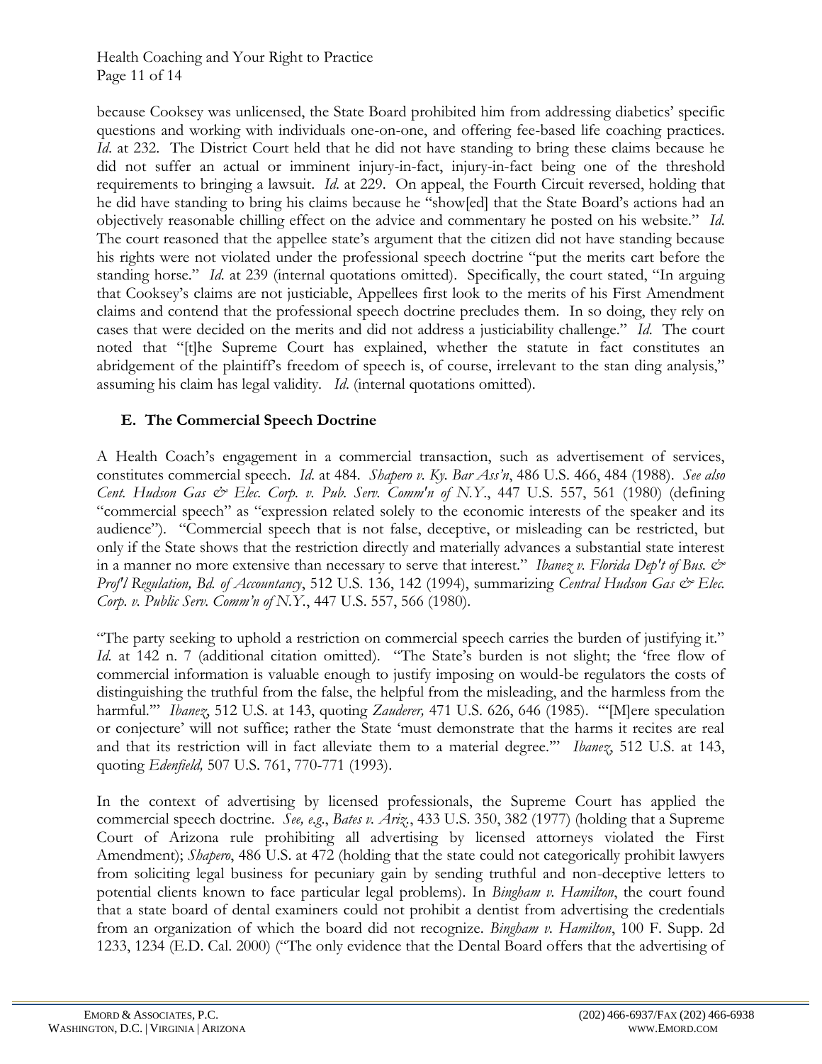because Cooksey was unlicensed, the State Board prohibited him from addressing diabetics' specific questions and working with individuals one-on-one, and offering fee-based life coaching practices. *Id*. at 232. The District Court held that he did not have standing to bring these claims because he did not suffer an actual or imminent injury-in-fact, injury-in-fact being one of the threshold requirements to bringing a lawsuit. *Id*. at 229. On appeal, the Fourth Circuit reversed, holding that he did have standing to bring his claims because he "show[ed] that the State Board's actions had an objectively reasonable chilling effect on the advice and commentary he posted on his website." *Id*. The court reasoned that the appellee state's argument that the citizen did not have standing because his rights were not violated under the professional speech doctrine "put the merits cart before the standing horse." *Id*. at 239 (internal quotations omitted). Specifically, the court stated, "In arguing that Cooksey's claims are not justiciable, Appellees first look to the merits of his First Amendment claims and contend that the professional speech doctrine precludes them. In so doing, they rely on cases that were decided on the merits and did not address a justiciability challenge." *Id*. The court noted that "[t]he Supreme Court has explained, whether the statute in fact constitutes an abridgement of the plaintiff's freedom of speech is, of course, irrelevant to the stan ding analysis," assuming his claim has legal validity. *Id*. (internal quotations omitted).

## E. The Commercial Speech Doctrine

A Health Coach's engagement in a commercial transaction, such as advertisement of services, constitutes commercial speech. *Id*. at 484. *Shapero v. Ky. Bar Ass'n*, 486 U.S. 466, 484 (1988). *See also Cent. Hudson Gas & Elec. Corp. v. Pub. Serv. Comm'n of N.Y.*, 447 U.S. 557, 561 (1980) (defining "commercial speech" as "expression related solely to the economic interests of the speaker and its audience"). "Commercial speech that is not false, deceptive, or misleading can be restricted, but only if the State shows that the restriction directly and materially advances a substantial state interest in a manner no more extensive than necessary to serve that interest." *Ibanez v. Florida Dep't of Bus. & Prof'l Regulation, Bd. of Accountancy*, 512 U.S. 136, 142 (1994), summarizing *Central Hudson Gas & Elec. Corp. v. Public Serv. Comm'n of N.Y.*, 447 U.S. 557, 566 (1980).

"The party seeking to uphold a restriction on commercial speech carries the burden of justifying it." *Id*. at 142 n. 7 (additional citation omitted). "The State's burden is not slight; the 'free flow of commercial information is valuable enough to justify imposing on would-be regulators the costs of distinguishing the truthful from the false, the helpful from the misleading, and the harmless from the harmful.'" *Ibanez*, 512 U.S. at 143, quoting *Zauderer,* 471 U.S. 626, 646 (1985). "'[M]ere speculation or conjecture' will not suffice; rather the State 'must demonstrate that the harms it recites are real and that its restriction will in fact alleviate them to a material degree.'" *Ibanez*, 512 U.S. at 143, quoting *Edenfield,* 507 U.S. 761, 770-771 (1993).

In the context of advertising by licensed professionals, the Supreme Court has applied the commercial speech doctrine. *See, e.g.*, *Bates v. Ariz.*, 433 U.S. 350, 382 (1977) (holding that a Supreme Court of Arizona rule prohibiting all advertising by licensed attorneys violated the First Amendment); *Shapero*, 486 U.S. at 472 (holding that the state could not categorically prohibit lawyers from soliciting legal business for pecuniary gain by sending truthful and non-deceptive letters to potential clients known to face particular legal problems). In *Bingham v. Hamilton*, the court found that a state board of dental examiners could not prohibit a dentist from advertising the credentials from an organization of which the board did not recognize. *Bingham v. Hamilton*, 100 F. Supp. 2d 1233, 1234 (E.D. Cal. 2000) ("The only evidence that the Dental Board offers that the advertising of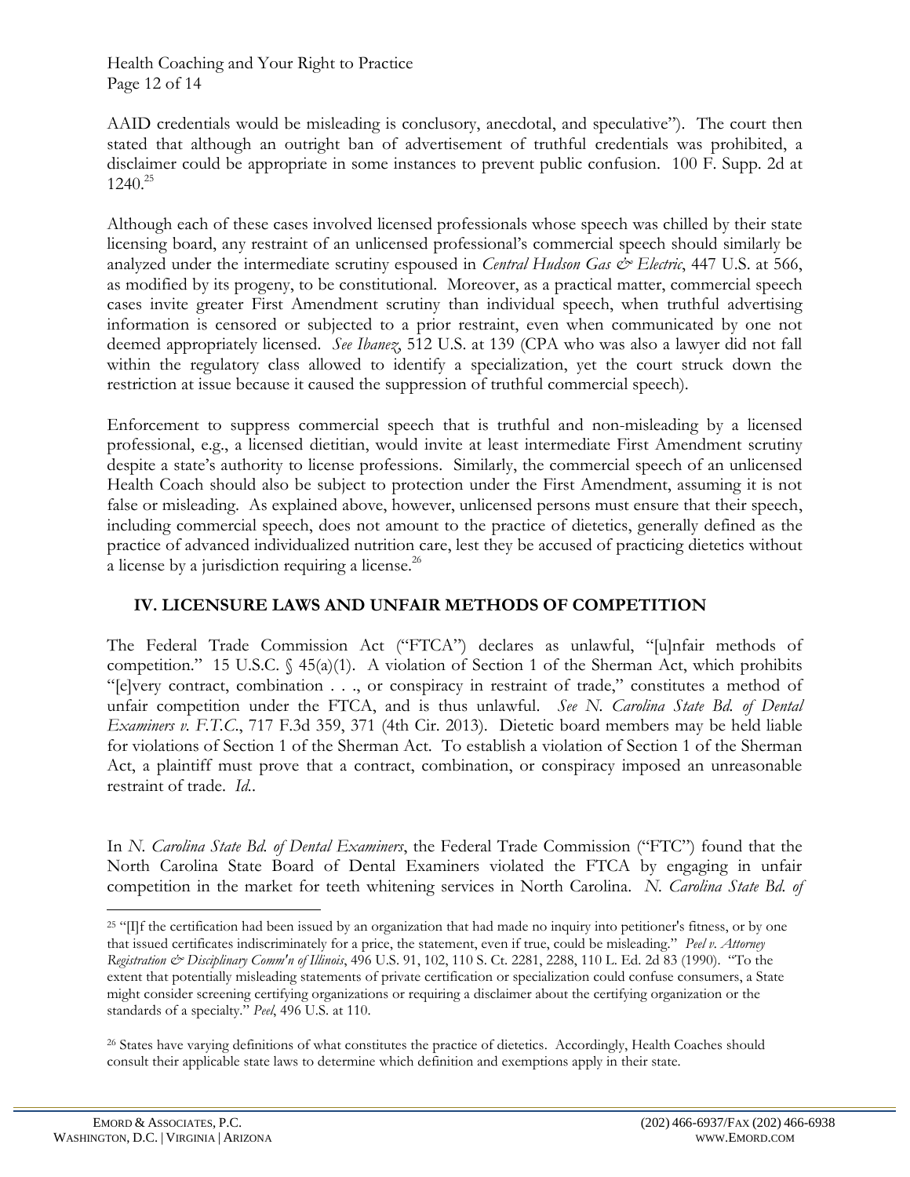AAID credentials would be misleading is conclusory, anecdotal, and speculative"). The court then stated that although an outright ban of advertisement of truthful credentials was prohibited, a disclaimer could be appropriate in some instances to prevent public confusion. 100 F. Supp. 2d at 1240.[25]

Although each of these cases involved licensed professionals whose speech was chilled by their state licensing board, any restraint of an unlicensed professional's commercial speech should similarly be analyzed under the intermediate scrutiny espoused in *Central Hudson Gas & Electric*, 447 U.S. at 566, as modified by its progeny, to be constitutional. Moreover, as a practical matter, commercial speech cases invite greater First Amendment scrutiny than individual speech, when truthful advertising information is censored or subjected to a prior restraint, even when communicated by one not deemed appropriately licensed. *See Ibanez*, 512 U.S. at 139 (CPA who was also a lawyer did not fall within the regulatory class allowed to identify a specialization, yet the court struck down the restriction at issue because it caused the suppression of truthful commercial speech).

Enforcement to suppress commercial speech that is truthful and non-misleading by a licensed professional, e.g., a licensed dietitian, would invite at least intermediate First Amendment scrutiny despite a state's authority to license professions. Similarly, the commercial speech of an unlicensed Health Coach should also be subject to protection under the First Amendment, assuming it is not false or misleading. As explained above, however, unlicensed persons must ensure that their speech, including commercial speech, does not amount to the practice of dietetics, generally defined as the practice of advanced individualized nutrition care, lest they be accused of practicing dietetics without a license by a jurisdiction requiring a license.[26]

## IV. LICENSURE LAWS AND UNFAIR METHODS OF COMPETITION

The Federal Trade Commission Act ("FTCA") declares as unlawful, "[u]nfair methods of competition." 15 U.S.C. § 45(a)(1). A violation of Section 1 of the Sherman Act, which prohibits "[e]very contract, combination . . ., or conspiracy in restraint of trade," constitutes a method of unfair competition under the FTCA, and is thus unlawful. *See N. Carolina State Bd. of Dental Examiners v. F.T.C.*, 717 F.3d 359, 371 (4th Cir. 2013). Dietetic board members may be held liable for violations of Section 1 of the Sherman Act. To establish a violation of Section 1 of the Sherman Act, a plaintiff must prove that a contract, combination, or conspiracy imposed an unreasonable restraint of trade. *Id.*.

In *N. Carolina State Bd. of Dental Examiners*, the Federal Trade Commission ("FTC") found that the North Carolina State Board of Dental Examiners violated the FTCA by engaging in unfair competition in the market for teeth whitening services in North Carolina. *N. Carolina State Bd. of*

---

[25] "[I]f the certification had been issued by an organization that had made no inquiry into petitioner's fitness, or by one that issued certificates indiscriminately for a price, the statement, even if true, could be misleading." *Peel v. Attorney Registration & Disciplinary Comm'n of Illinois*, 496 U.S. 91, 102, 110 S. Ct. 2281, 2288, 110 L. Ed. 2d 83 (1990). "To the extent that potentially misleading statements of private certification or specialization could confuse consumers, a State might consider screening certifying organizations or requiring a disclaimer about the certifying organization or the standards of a specialty." *Peel*, 496 U.S. at 110.

[26] States have varying definitions of what constitutes the practice of dietetics. Accordingly, Health Coaches should consult their applicable state laws to determine which definition and exemptions apply in their state.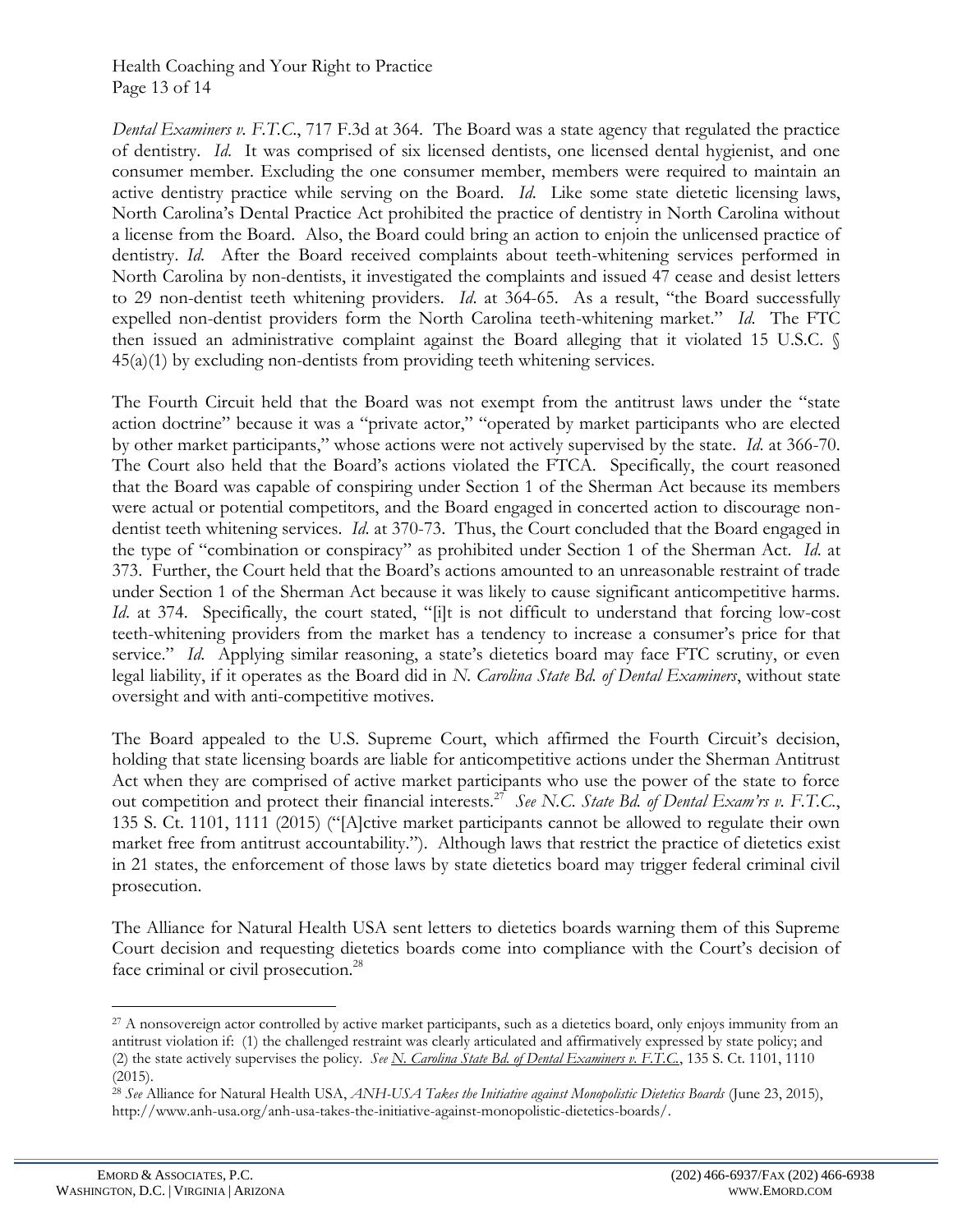*Dental Examiners v. F.T.C.*, 717 F.3d at 364. The Board was a state agency that regulated the practice of dentistry. *Id.* It was comprised of six licensed dentists, one licensed dental hygienist, and one consumer member. Excluding the one consumer member, members were required to maintain an active dentistry practice while serving on the Board. *Id.* Like some state dietetic licensing laws, North Carolina's Dental Practice Act prohibited the practice of dentistry in North Carolina without a license from the Board. Also, the Board could bring an action to enjoin the unlicensed practice of dentistry. *Id.* After the Board received complaints about teeth-whitening services performed in North Carolina by non-dentists, it investigated the complaints and issued 47 cease and desist letters to 29 non-dentist teeth whitening providers. *Id.* at 364-65. As a result, "the Board successfully expelled non-dentist providers form the North Carolina teeth-whitening market." *Id.* The FTC then issued an administrative complaint against the Board alleging that it violated 15 U.S.C. § 45(a)(1) by excluding non-dentists from providing teeth whitening services.

The Fourth Circuit held that the Board was not exempt from the antitrust laws under the "state action doctrine" because it was a "private actor," "operated by market participants who are elected by other market participants," whose actions were not actively supervised by the state. *Id.* at 366-70. The Court also held that the Board's actions violated the FTCA. Specifically, the court reasoned that the Board was capable of conspiring under Section 1 of the Sherman Act because its members were actual or potential competitors, and the Board engaged in concerted action to discourage non-dentist teeth whitening services. *Id.* at 370-73. Thus, the Court concluded that the Board engaged in the type of "combination or conspiracy" as prohibited under Section 1 of the Sherman Act. *Id.* at 373. Further, the Court held that the Board's actions amounted to an unreasonable restraint of trade under Section 1 of the Sherman Act because it was likely to cause significant anticompetitive harms. *Id.* at 374. Specifically, the court stated, "[i]t is not difficult to understand that forcing low-cost teeth-whitening providers from the market has a tendency to increase a consumer's price for that service." *Id.* Applying similar reasoning, a state's dietetics board may face FTC scrutiny, or even legal liability, if it operates as the Board did in *N. Carolina State Bd. of Dental Examiners*, without state oversight and with anti-competitive motives.

The Board appealed to the U.S. Supreme Court, which affirmed the Fourth Circuit's decision, holding that state licensing boards are liable for anticompetitive actions under the Sherman Antitrust Act when they are comprised of active market participants who use the power of the state to force out competition and protect their financial interests.[27] *See N.C. State Bd. of Dental Exam'rs v. F.T.C.*, 135 S. Ct. 1101, 1111 (2015) ("[A]ctive market participants cannot be allowed to regulate their own market free from antitrust accountability."). Although laws that restrict the practice of dietetics exist in 21 states, the enforcement of those laws by state dietetics board may trigger federal criminal civil prosecution.

The Alliance for Natural Health USA sent letters to dietetics boards warning them of this Supreme Court decision and requesting dietetics boards come into compliance with the Court's decision of face criminal or civil prosecution.[28]

---

[27] A nonsovereign actor controlled by active market participants, such as a dietetics board, only enjoys immunity from an antitrust violation if: (1) the challenged restraint was clearly articulated and affirmatively expressed by state policy; and (2) the state actively supervises the policy. *See* N. Carolina State Bd. of Dental Examiners v. F.T.C., 135 S. Ct. 1101, 1110 (2015).

[28] *See* Alliance for Natural Health USA, *ANH-USA Takes the Initiative against Monopolistic Dietetics Boards* (June 23, 2015), http://www.anh-usa.org/anh-usa-takes-the-initiative-against-monopolistic-dietetics-boards/.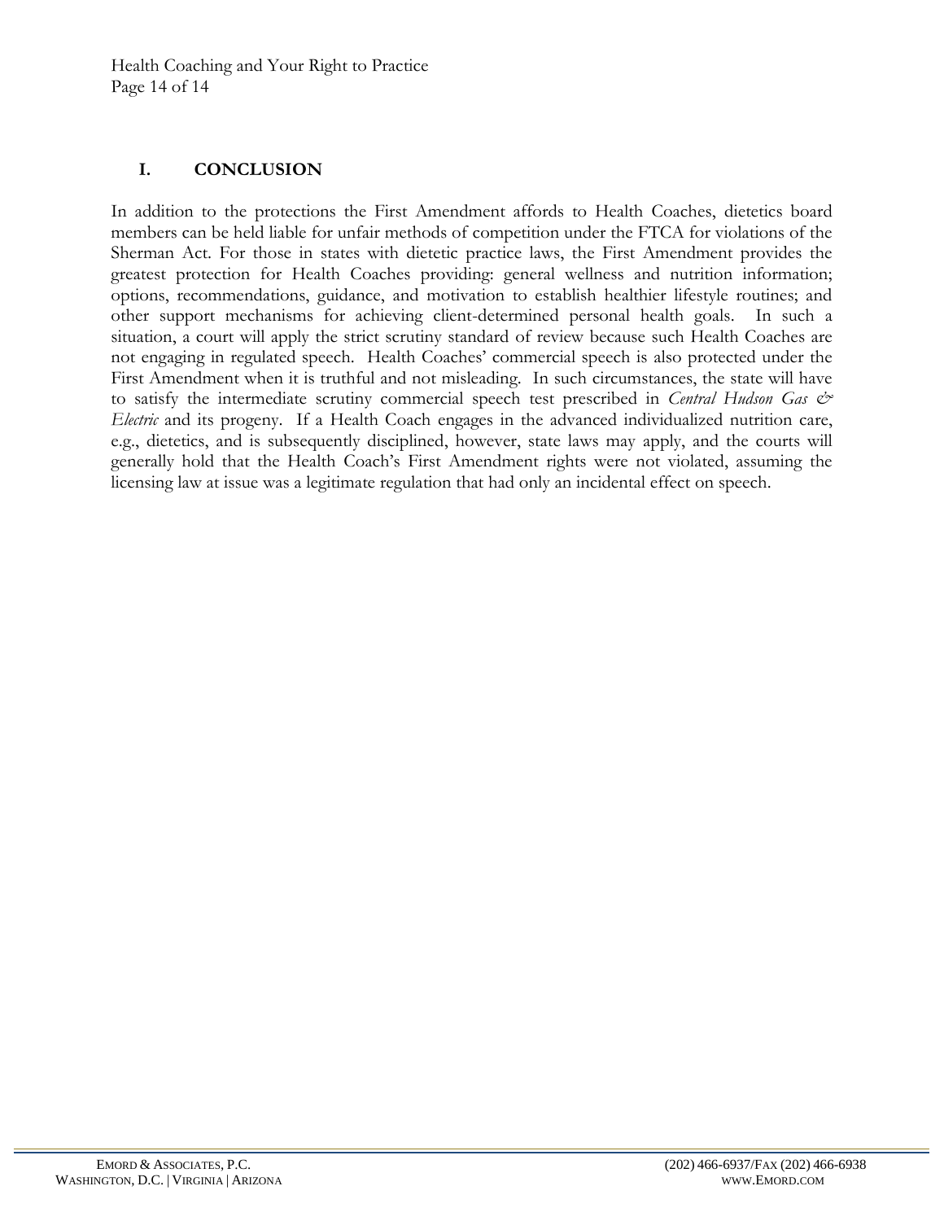## I. CONCLUSION

In addition to the protections the First Amendment affords to Health Coaches, dietetics board members can be held liable for unfair methods of competition under the FTCA for violations of the Sherman Act. For those in states with dietetic practice laws, the First Amendment provides the greatest protection for Health Coaches providing: general wellness and nutrition information; options, recommendations, guidance, and motivation to establish healthier lifestyle routines; and other support mechanisms for achieving client-determined personal health goals. In such a situation, a court will apply the strict scrutiny standard of review because such Health Coaches are not engaging in regulated speech. Health Coaches' commercial speech is also protected under the First Amendment when it is truthful and not misleading. In such circumstances, the state will have to satisfy the intermediate scrutiny commercial speech test prescribed in *Central Hudson Gas & Electric* and its progeny. If a Health Coach engages in the advanced individualized nutrition care, e.g., dietetics, and is subsequently disciplined, however, state laws may apply, and the courts will generally hold that the Health Coach's First Amendment rights were not violated, assuming the licensing law at issue was a legitimate regulation that had only an incidental effect on speech.